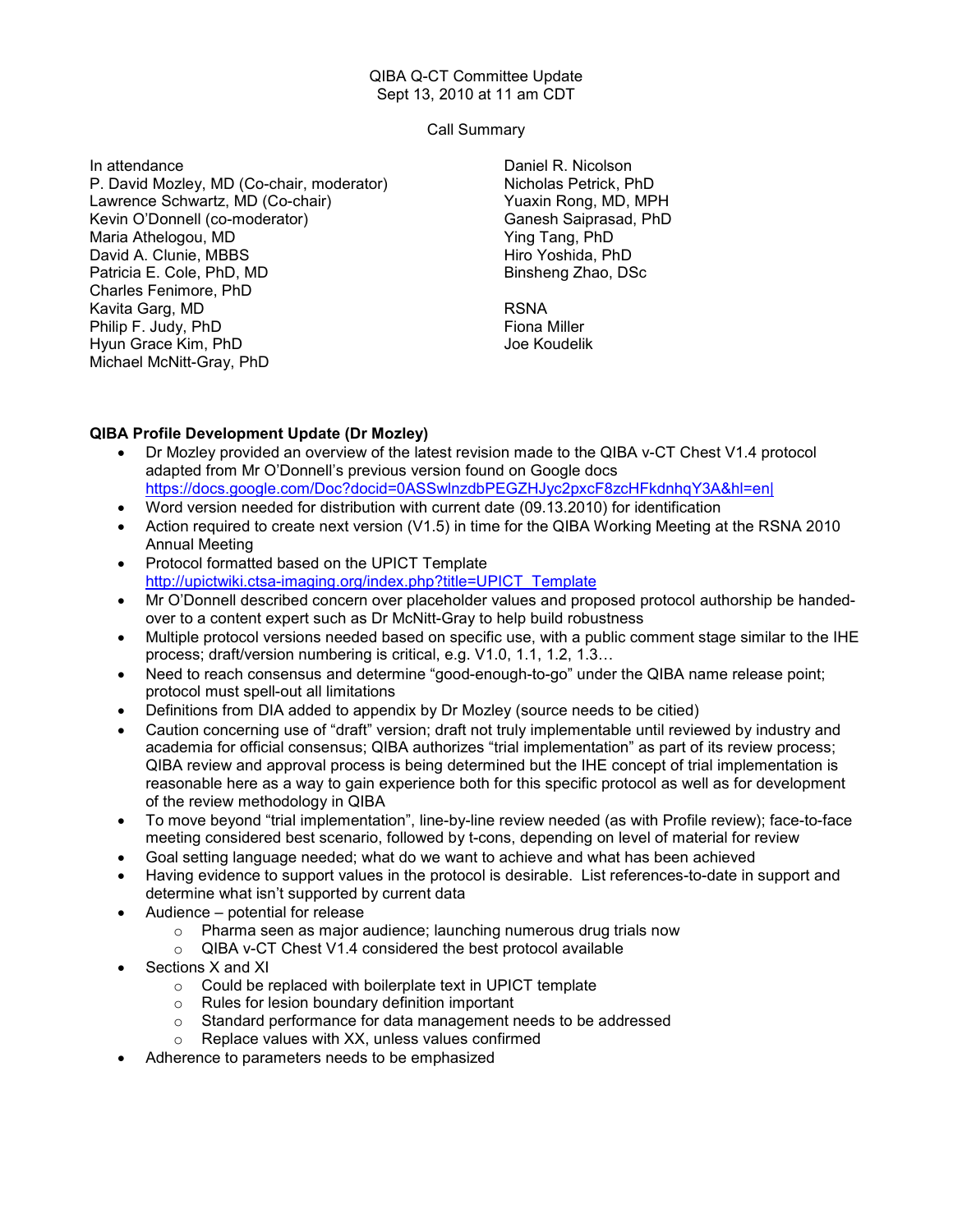QIBA Q-CT Committee Update
Sept 13, 2010 at 11 am CDT

Call Summary

In attendance
P. David Mozley, MD (Co-chair, moderator)
Lawrence Schwartz, MD (Co-chair)
Kevin O'Donnell (co-moderator)
Maria Athelogou, MD
David A. Clunie, MBBS
Patricia E. Cole, PhD, MD
Charles Fenimore, PhD
Kavita Garg, MD
Philip F. Judy, PhD
Hyun Grace Kim, PhD
Michael McNitt-Gray, PhD
Daniel R. Nicolson
Nicholas Petrick, PhD
Yuaxin Rong, MD, MPH
Ganesh Saiprasad, PhD
Ying Tang, PhD
Hiro Yoshida, PhD
Binsheng Zhao, DSc

RSNA
Fiona Miller
Joe Koudelik

**QIBA Profile Development Update (Dr Mozley)**

- Dr Mozley provided an overview of the latest revision made to the QIBA v-CT Chest V1.4 protocol adapted from Mr O'Donnell's previous version found on Google docs https://docs.google.com/Doc?docid=0ASSwlnzdbPEGZHJyc2pxcF8zcHFkdnhqY3A&hl=en|
- Word version needed for distribution with current date (09.13.2010) for identification
- Action required to create next version (V1.5) in time for the QIBA Working Meeting at the RSNA 2010 Annual Meeting
- Protocol formatted based on the UPICT Template http://upictwiki.ctsa-imaging.org/index.php?title=UPICT_Template
- Mr O'Donnell described concern over placeholder values and proposed protocol authorship be handed-over to a content expert such as Dr McNitt-Gray to help build robustness
- Multiple protocol versions needed based on specific use, with a public comment stage similar to the IHE process; draft/version numbering is critical, e.g. V1.0, 1.1, 1.2, 1.3…
- Need to reach consensus and determine "good-enough-to-go" under the QIBA name release point; protocol must spell-out all limitations
- Definitions from DIA added to appendix by Dr Mozley (source needs to be citied)
- Caution concerning use of "draft" version; draft not truly implementable until reviewed by industry and academia for official consensus; QIBA authorizes "trial implementation" as part of its review process; QIBA review and approval process is being determined but the IHE concept of trial implementation is reasonable here as a way to gain experience both for this specific protocol as well as for development of the review methodology in QIBA
- To move beyond "trial implementation", line-by-line review needed (as with Profile review); face-to-face meeting considered best scenario, followed by t-cons, depending on level of material for review
- Goal setting language needed; what do we want to achieve and what has been achieved
- Having evidence to support values in the protocol is desirable. List references-to-date in support and determine what isn't supported by current data
- Audience – potential for release
  - Pharma seen as major audience; launching numerous drug trials now
  - QIBA v-CT Chest V1.4 considered the best protocol available
- Sections X and XI
  - Could be replaced with boilerplate text in UPICT template
  - Rules for lesion boundary definition important
  - Standard performance for data management needs to be addressed
  - Replace values with XX, unless values confirmed
- Adherence to parameters needs to be emphasized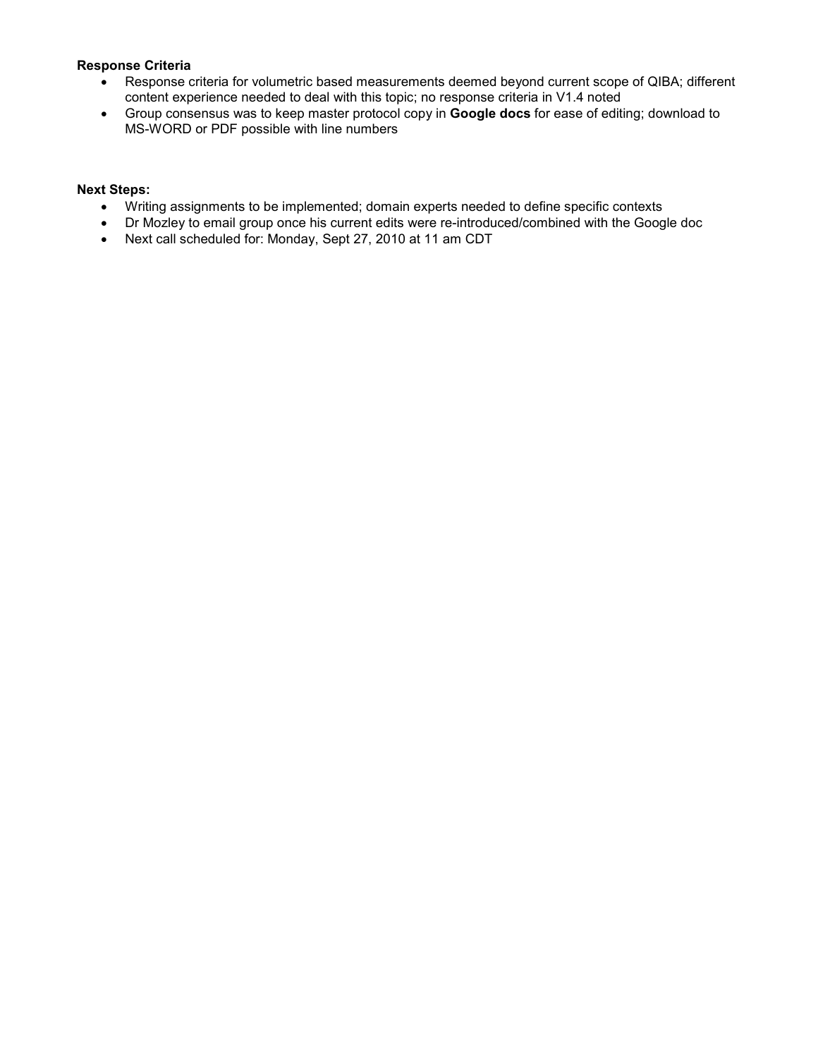**Response Criteria**

- Response criteria for volumetric based measurements deemed beyond current scope of QIBA; different content experience needed to deal with this topic; no response criteria in V1.4 noted
- Group consensus was to keep master protocol copy in **Google docs** for ease of editing; download to MS-WORD or PDF possible with line numbers

**Next Steps:**

- Writing assignments to be implemented; domain experts needed to define specific contexts
- Dr Mozley to email group once his current edits were re-introduced/combined with the Google doc
- Next call scheduled for: Monday, Sept 27, 2010 at 11 am CDT